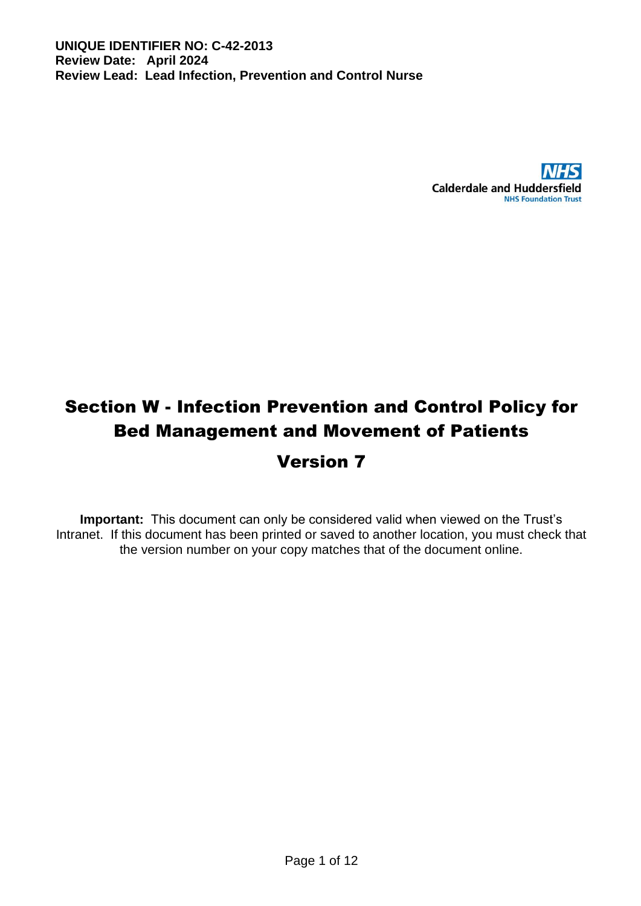**UNIQUE IDENTIFIER NO: C-42-2013**
**Review Date: April 2024**
**Review Lead: Lead Infection, Prevention and Control Nurse**

Calderdale and Huddersfield
NHS Foundation Trust

# Section W - Infection Prevention and Control Policy for Bed Management and Movement of Patients

## Version 7

**Important:** This document can only be considered valid when viewed on the Trust's Intranet. If this document has been printed or saved to another location, you must check that the version number on your copy matches that of the document online.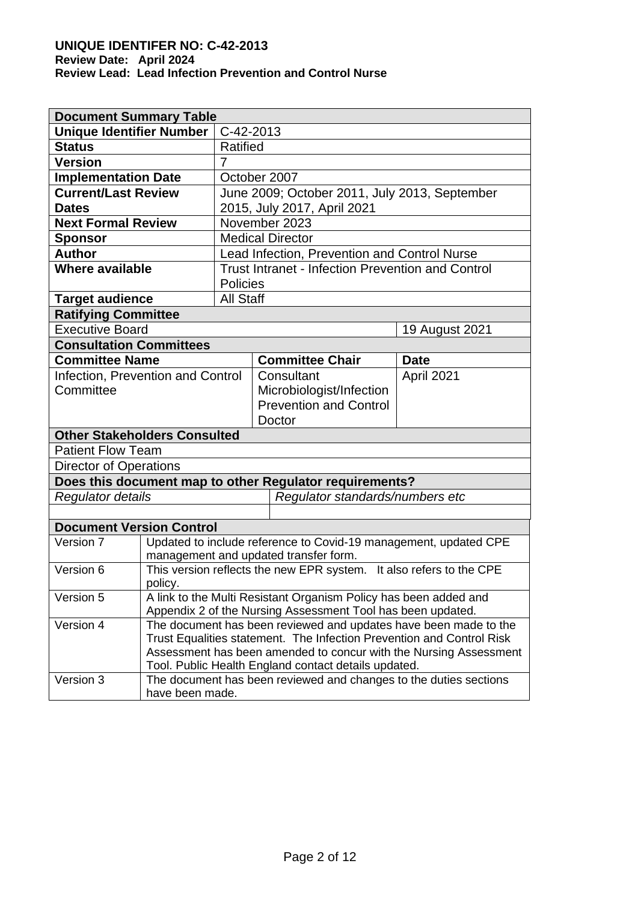**UNIQUE IDENTIFER NO: C-42-2013**
**Review Date: April 2024**
**Review Lead: Lead Infection Prevention and Control Nurse**

| Document Summary Table | | | |
|---|---|---|---|
| **Unique Identifier Number** | C-42-2013 | | |
| **Status** | Ratified | | |
| **Version** | 7 | | |
| **Implementation Date** | October 2007 | | |
| **Current/Last Review Dates** | June 2009; October 2011, July 2013, September 2015, July 2017, April 2021 | | |
| **Next Formal Review** | November 2023 | | |
| **Sponsor** | Medical Director | | |
| **Author** | Lead Infection, Prevention and Control Nurse | | |
| **Where available** | Trust Intranet - Infection Prevention and Control Policies | | |
| **Target audience** | All Staff | | |
| **Ratifying Committee** | | | |
| Executive Board | | | 19 August 2021 |
| **Consultation Committees** | | | |
| **Committee Name** | | **Committee Chair** | **Date** |
| Infection, Prevention and Control Committee | | Consultant Microbiologist/Infection Prevention and Control Doctor | April 2021 |
| **Other Stakeholders Consulted** | | | |
| Patient Flow Team | | | |
| Director of Operations | | | |
| **Does this document map to other Regulator requirements?** | | | |
| *Regulator details* | | *Regulator standards/numbers etc* | |
| | | | |

| Document Version Control | |
|---|---|
| Version 7 | Updated to include reference to Covid-19 management, updated CPE management and updated transfer form. |
| Version 6 | This version reflects the new EPR system. It also refers to the CPE policy. |
| Version 5 | A link to the Multi Resistant Organism Policy has been added and Appendix 2 of the Nursing Assessment Tool has been updated. |
| Version 4 | The document has been reviewed and updates have been made to the Trust Equalities statement. The Infection Prevention and Control Risk Assessment has been amended to concur with the Nursing Assessment Tool. Public Health England contact details updated. |
| Version 3 | The document has been reviewed and changes to the duties sections have been made. |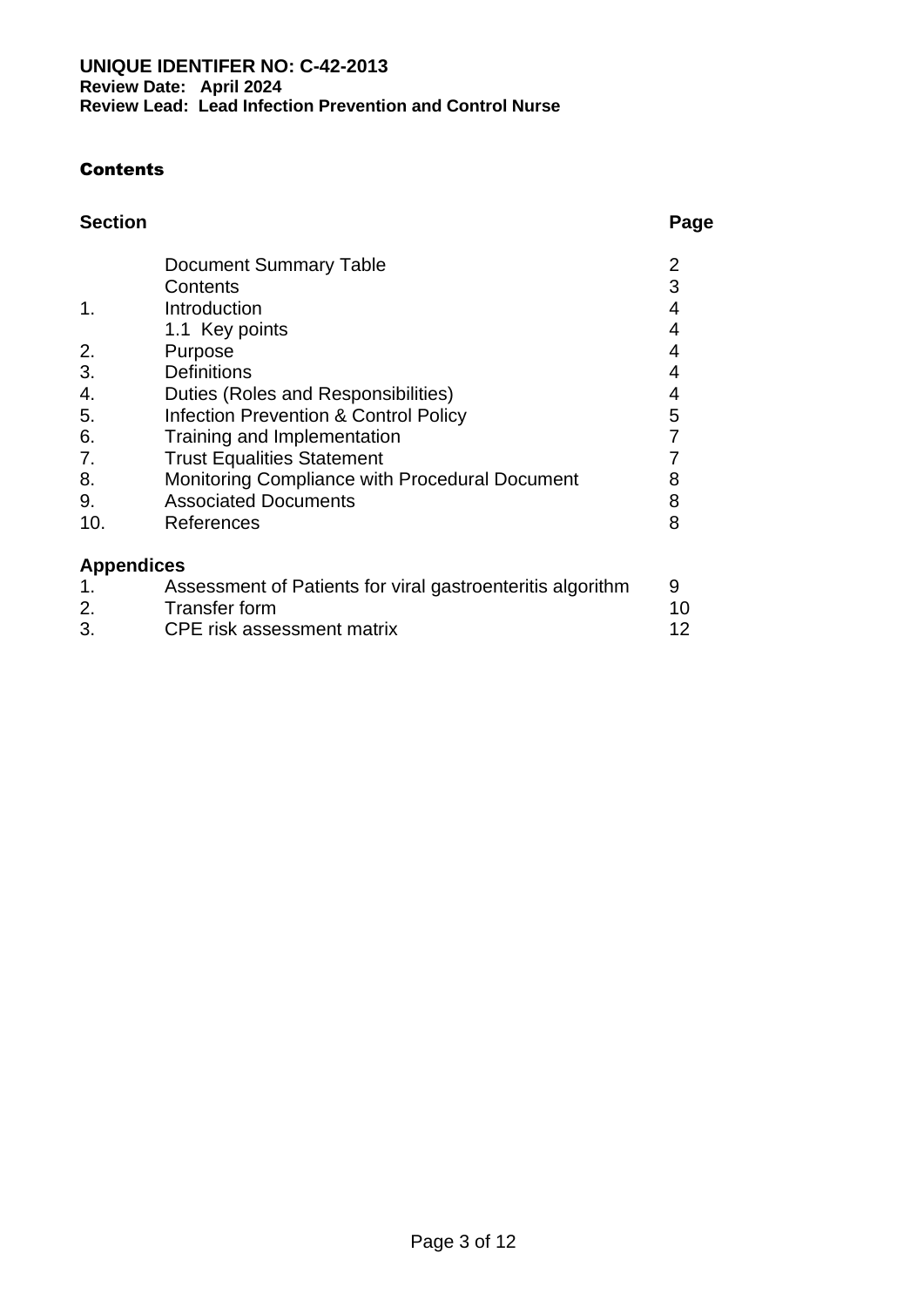**UNIQUE IDENTIFER NO: C-42-2013**
**Review Date: April 2024**
**Review Lead: Lead Infection Prevention and Control Nurse**

## Contents

| Section | | Page |
|---|---|---|
| | Document Summary Table | 2 |
| | Contents | 3 |
| 1. | Introduction | 4 |
| | 1.1 Key points | 4 |
| 2. | Purpose | 4 |
| 3. | Definitions | 4 |
| 4. | Duties (Roles and Responsibilities) | 4 |
| 5. | Infection Prevention & Control Policy | 5 |
| 6. | Training and Implementation | 7 |
| 7. | Trust Equalities Statement | 7 |
| 8. | Monitoring Compliance with Procedural Document | 8 |
| 9. | Associated Documents | 8 |
| 10. | References | 8 |

**Appendices**

| | | |
|---|---|---|
| 1. | Assessment of Patients for viral gastroenteritis algorithm | 9 |
| 2. | Transfer form | 10 |
| 3. | CPE risk assessment matrix | 12 |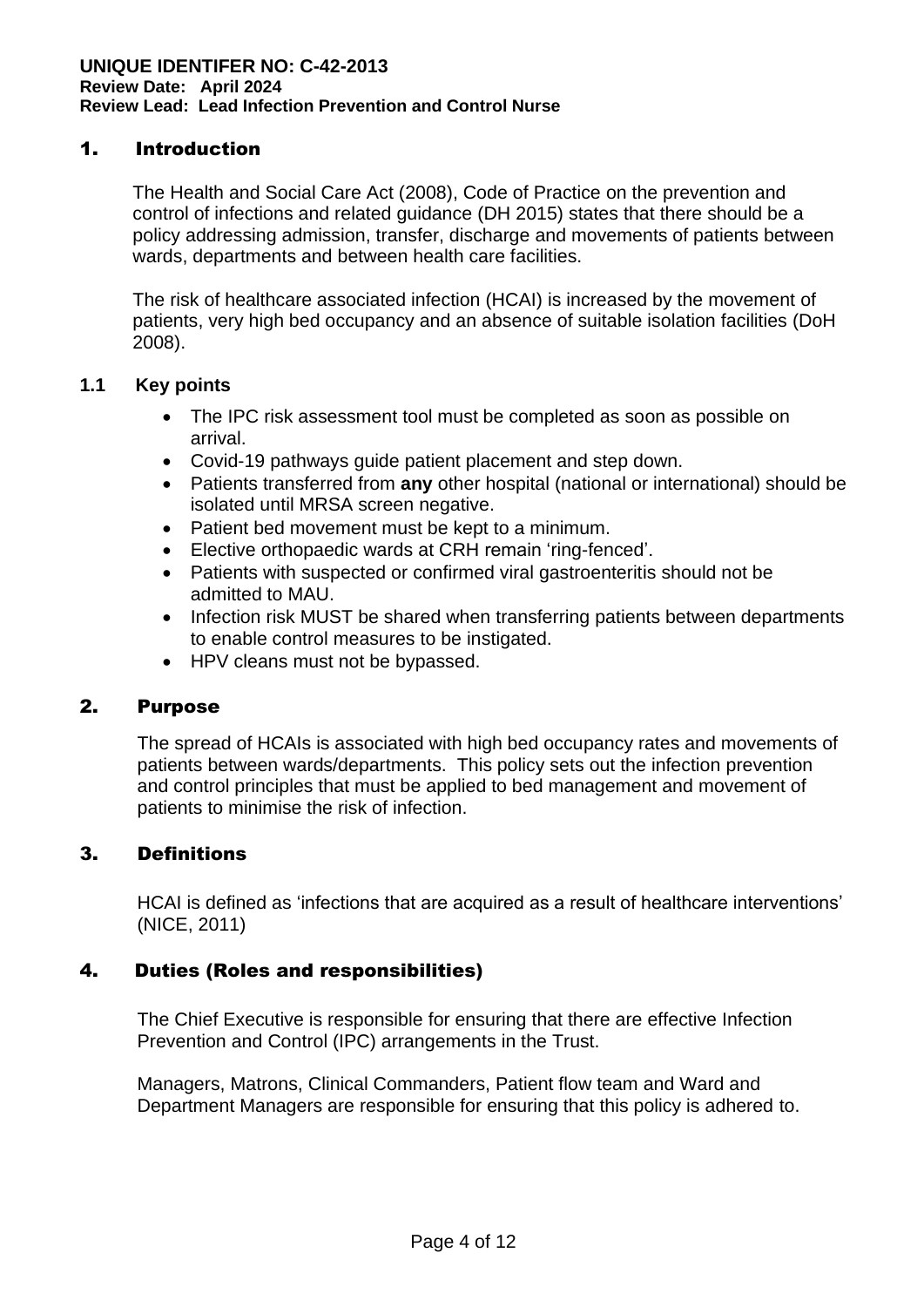**UNIQUE IDENTIFER NO: C-42-2013**
**Review Date: April 2024**
**Review Lead: Lead Infection Prevention and Control Nurse**

## 1. Introduction

The Health and Social Care Act (2008), Code of Practice on the prevention and control of infections and related guidance (DH 2015) states that there should be a policy addressing admission, transfer, discharge and movements of patients between wards, departments and between health care facilities.

The risk of healthcare associated infection (HCAI) is increased by the movement of patients, very high bed occupancy and an absence of suitable isolation facilities (DoH 2008).

### 1.1 Key points

- The IPC risk assessment tool must be completed as soon as possible on arrival.
- Covid-19 pathways guide patient placement and step down.
- Patients transferred from **any** other hospital (national or international) should be isolated until MRSA screen negative.
- Patient bed movement must be kept to a minimum.
- Elective orthopaedic wards at CRH remain 'ring-fenced'.
- Patients with suspected or confirmed viral gastroenteritis should not be admitted to MAU.
- Infection risk MUST be shared when transferring patients between departments to enable control measures to be instigated.
- HPV cleans must not be bypassed.

## 2. Purpose

The spread of HCAIs is associated with high bed occupancy rates and movements of patients between wards/departments. This policy sets out the infection prevention and control principles that must be applied to bed management and movement of patients to minimise the risk of infection.

## 3. Definitions

HCAI is defined as 'infections that are acquired as a result of healthcare interventions' (NICE, 2011)

## 4. Duties (Roles and responsibilities)

The Chief Executive is responsible for ensuring that there are effective Infection Prevention and Control (IPC) arrangements in the Trust.

Managers, Matrons, Clinical Commanders, Patient flow team and Ward and Department Managers are responsible for ensuring that this policy is adhered to.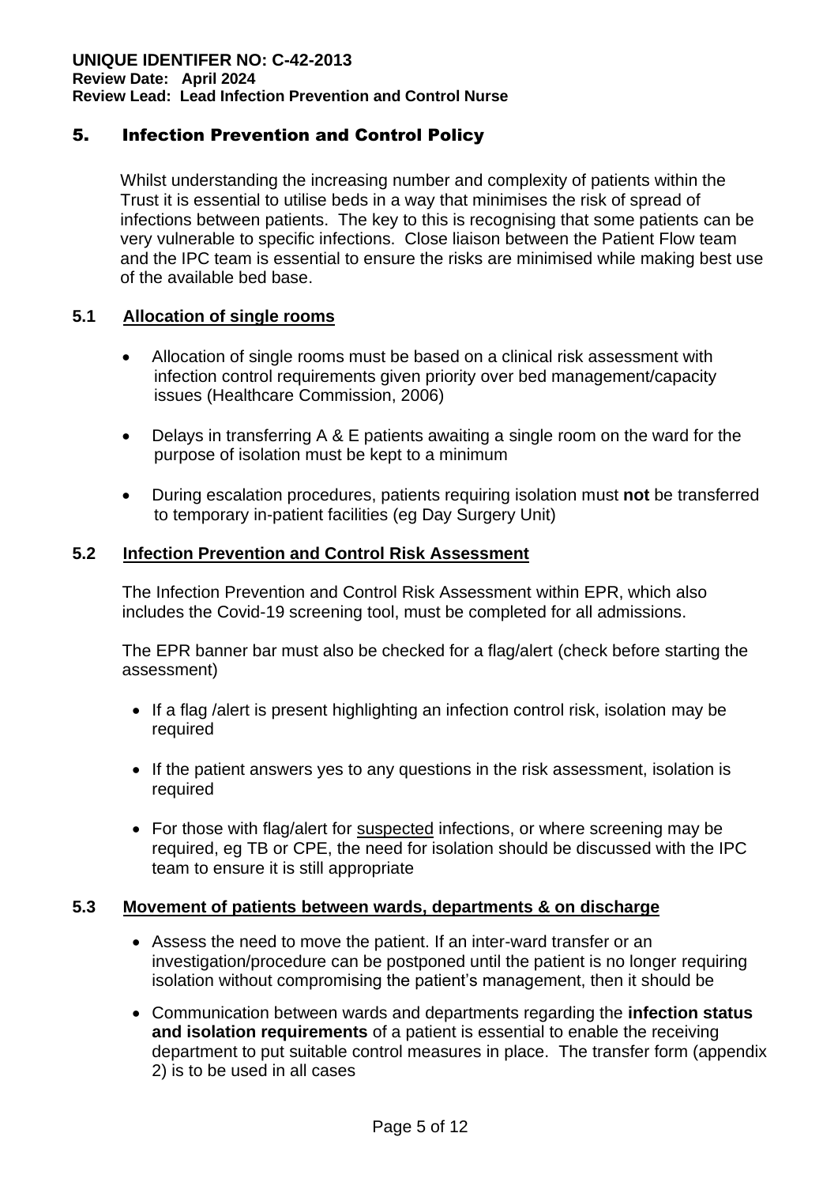## 5. Infection Prevention and Control Policy

Whilst understanding the increasing number and complexity of patients within the Trust it is essential to utilise beds in a way that minimises the risk of spread of infections between patients. The key to this is recognising that some patients can be very vulnerable to specific infections. Close liaison between the Patient Flow team and the IPC team is essential to ensure the risks are minimised while making best use of the available bed base.

### 5.1 Allocation of single rooms

- Allocation of single rooms must be based on a clinical risk assessment with infection control requirements given priority over bed management/capacity issues (Healthcare Commission, 2006)
- Delays in transferring A & E patients awaiting a single room on the ward for the purpose of isolation must be kept to a minimum
- During escalation procedures, patients requiring isolation must **not** be transferred to temporary in-patient facilities (eg Day Surgery Unit)

### 5.2 Infection Prevention and Control Risk Assessment

The Infection Prevention and Control Risk Assessment within EPR, which also includes the Covid-19 screening tool, must be completed for all admissions.

The EPR banner bar must also be checked for a flag/alert (check before starting the assessment)

- If a flag /alert is present highlighting an infection control risk, isolation may be required
- If the patient answers yes to any questions in the risk assessment, isolation is required
- For those with flag/alert for suspected infections, or where screening may be required, eg TB or CPE, the need for isolation should be discussed with the IPC team to ensure it is still appropriate

### 5.3 Movement of patients between wards, departments & on discharge

- Assess the need to move the patient. If an inter-ward transfer or an investigation/procedure can be postponed until the patient is no longer requiring isolation without compromising the patient's management, then it should be
- Communication between wards and departments regarding the **infection status and isolation requirements** of a patient is essential to enable the receiving department to put suitable control measures in place. The transfer form (appendix 2) is to be used in all cases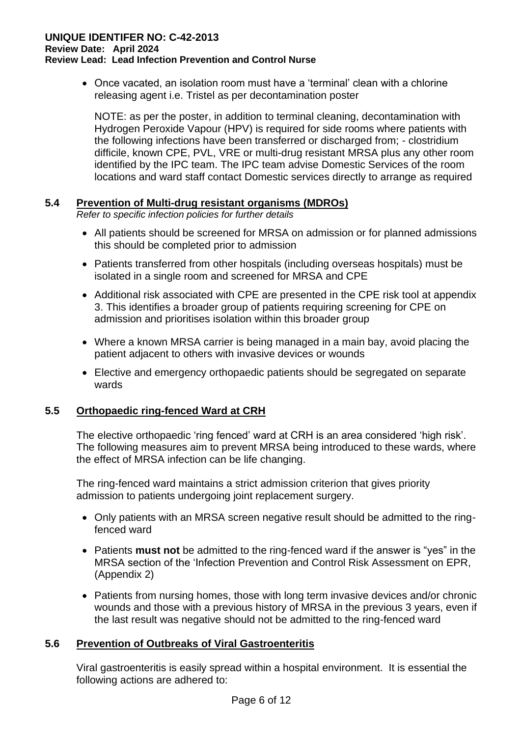- Once vacated, an isolation room must have a 'terminal' clean with a chlorine releasing agent i.e. Tristel as per decontamination poster

  NOTE: as per the poster, in addition to terminal cleaning, decontamination with Hydrogen Peroxide Vapour (HPV) is required for side rooms where patients with the following infections have been transferred or discharged from; - clostridium difficile, known CPE, PVL, VRE or multi-drug resistant MRSA plus any other room identified by the IPC team. The IPC team advise Domestic Services of the room locations and ward staff contact Domestic services directly to arrange as required

## 5.4 Prevention of Multi-drug resistant organisms (MDROs)

*Refer to specific infection policies for further details*

- All patients should be screened for MRSA on admission or for planned admissions this should be completed prior to admission
- Patients transferred from other hospitals (including overseas hospitals) must be isolated in a single room and screened for MRSA and CPE
- Additional risk associated with CPE are presented in the CPE risk tool at appendix 3. This identifies a broader group of patients requiring screening for CPE on admission and prioritises isolation within this broader group
- Where a known MRSA carrier is being managed in a main bay, avoid placing the patient adjacent to others with invasive devices or wounds
- Elective and emergency orthopaedic patients should be segregated on separate wards

## 5.5 Orthopaedic ring-fenced Ward at CRH

The elective orthopaedic 'ring fenced' ward at CRH is an area considered 'high risk'. The following measures aim to prevent MRSA being introduced to these wards, where the effect of MRSA infection can be life changing.

The ring-fenced ward maintains a strict admission criterion that gives priority admission to patients undergoing joint replacement surgery.

- Only patients with an MRSA screen negative result should be admitted to the ring-fenced ward
- Patients **must not** be admitted to the ring-fenced ward if the answer is "yes" in the MRSA section of the 'Infection Prevention and Control Risk Assessment on EPR, (Appendix 2)
- Patients from nursing homes, those with long term invasive devices and/or chronic wounds and those with a previous history of MRSA in the previous 3 years, even if the last result was negative should not be admitted to the ring-fenced ward

## 5.6 Prevention of Outbreaks of Viral Gastroenteritis

Viral gastroenteritis is easily spread within a hospital environment. It is essential the following actions are adhered to: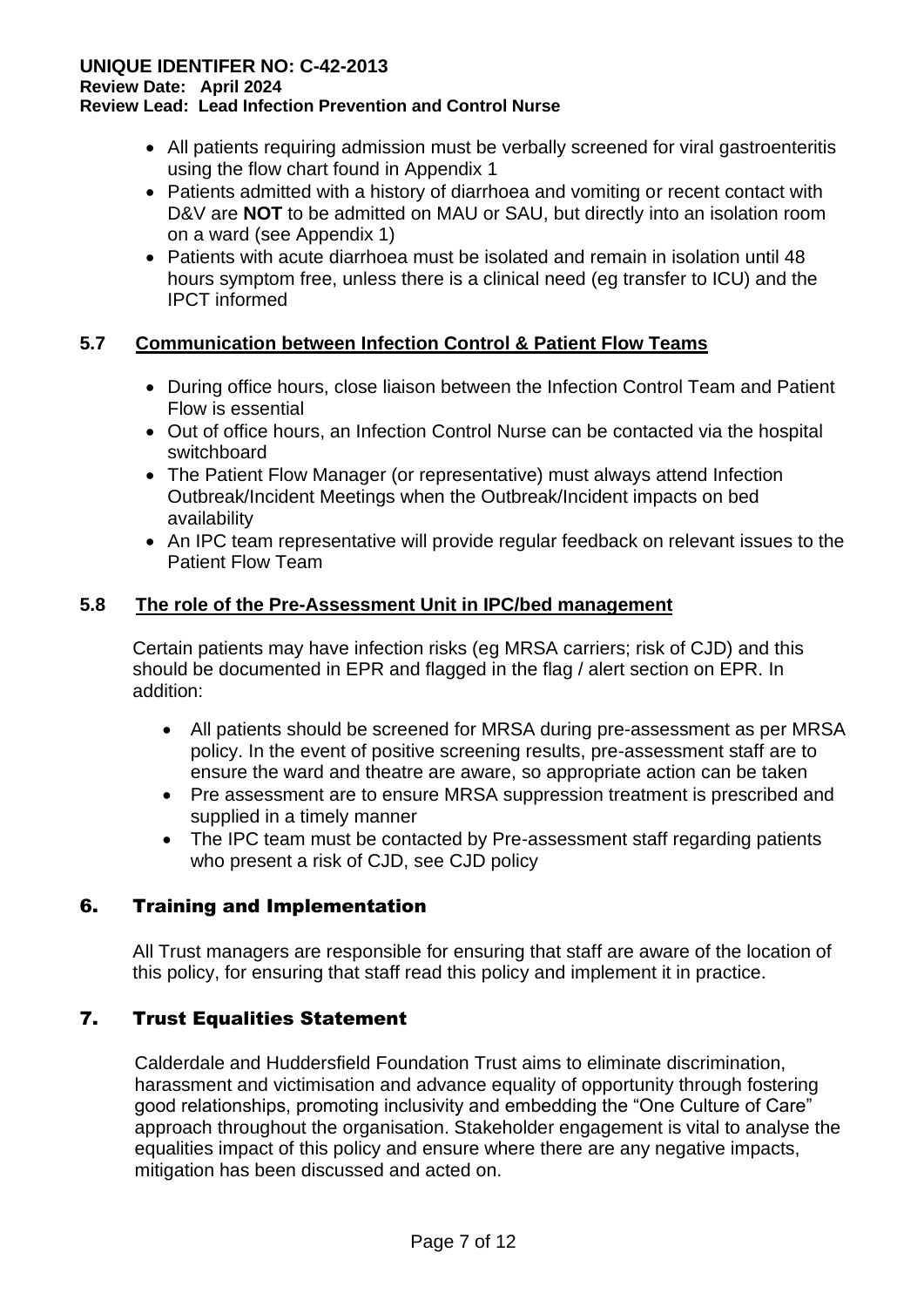- All patients requiring admission must be verbally screened for viral gastroenteritis using the flow chart found in Appendix 1
- Patients admitted with a history of diarrhoea and vomiting or recent contact with D&V are **NOT** to be admitted on MAU or SAU, but directly into an isolation room on a ward (see Appendix 1)
- Patients with acute diarrhoea must be isolated and remain in isolation until 48 hours symptom free, unless there is a clinical need (eg transfer to ICU) and the IPCT informed

### 5.7 Communication between Infection Control & Patient Flow Teams

- During office hours, close liaison between the Infection Control Team and Patient Flow is essential
- Out of office hours, an Infection Control Nurse can be contacted via the hospital switchboard
- The Patient Flow Manager (or representative) must always attend Infection Outbreak/Incident Meetings when the Outbreak/Incident impacts on bed availability
- An IPC team representative will provide regular feedback on relevant issues to the Patient Flow Team

### 5.8 The role of the Pre-Assessment Unit in IPC/bed management

Certain patients may have infection risks (eg MRSA carriers; risk of CJD) and this should be documented in EPR and flagged in the flag / alert section on EPR. In addition:

- All patients should be screened for MRSA during pre-assessment as per MRSA policy. In the event of positive screening results, pre-assessment staff are to ensure the ward and theatre are aware, so appropriate action can be taken
- Pre assessment are to ensure MRSA suppression treatment is prescribed and supplied in a timely manner
- The IPC team must be contacted by Pre-assessment staff regarding patients who present a risk of CJD, see CJD policy

## 6. Training and Implementation

All Trust managers are responsible for ensuring that staff are aware of the location of this policy, for ensuring that staff read this policy and implement it in practice.

## 7. Trust Equalities Statement

Calderdale and Huddersfield Foundation Trust aims to eliminate discrimination, harassment and victimisation and advance equality of opportunity through fostering good relationships, promoting inclusivity and embedding the "One Culture of Care" approach throughout the organisation. Stakeholder engagement is vital to analyse the equalities impact of this policy and ensure where there are any negative impacts, mitigation has been discussed and acted on.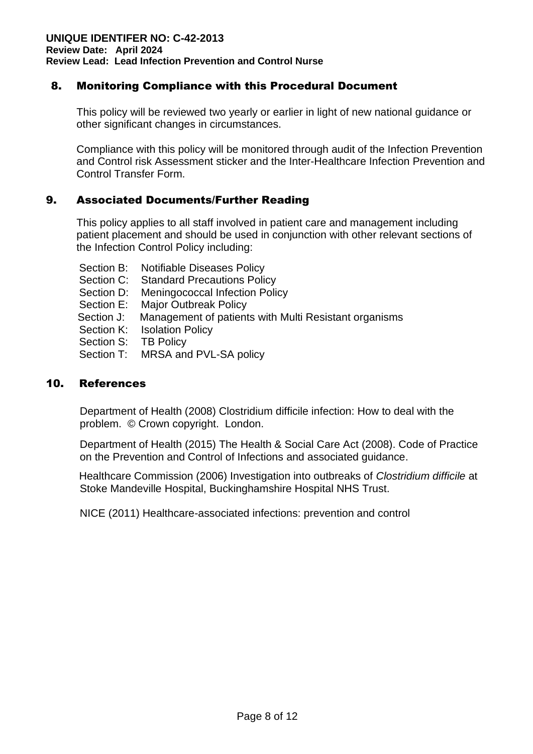## 8. Monitoring Compliance with this Procedural Document

This policy will be reviewed two yearly or earlier in light of new national guidance or other significant changes in circumstances.

Compliance with this policy will be monitored through audit of the Infection Prevention and Control risk Assessment sticker and the Inter-Healthcare Infection Prevention and Control Transfer Form.

## 9. Associated Documents/Further Reading

This policy applies to all staff involved in patient care and management including patient placement and should be used in conjunction with other relevant sections of the Infection Control Policy including:

- Section B: Notifiable Diseases Policy
- Section C: Standard Precautions Policy
- Section D: Meningococcal Infection Policy
- Section E: Major Outbreak Policy
- Section J: Management of patients with Multi Resistant organisms
- Section K: Isolation Policy
- Section S: TB Policy
- Section T: MRSA and PVL-SA policy

## 10. References

Department of Health (2008) Clostridium difficile infection: How to deal with the problem. © Crown copyright. London.

Department of Health (2015) The Health & Social Care Act (2008). Code of Practice on the Prevention and Control of Infections and associated guidance.

Healthcare Commission (2006) Investigation into outbreaks of *Clostridium difficile* at Stoke Mandeville Hospital, Buckinghamshire Hospital NHS Trust.

NICE (2011) Healthcare-associated infections: prevention and control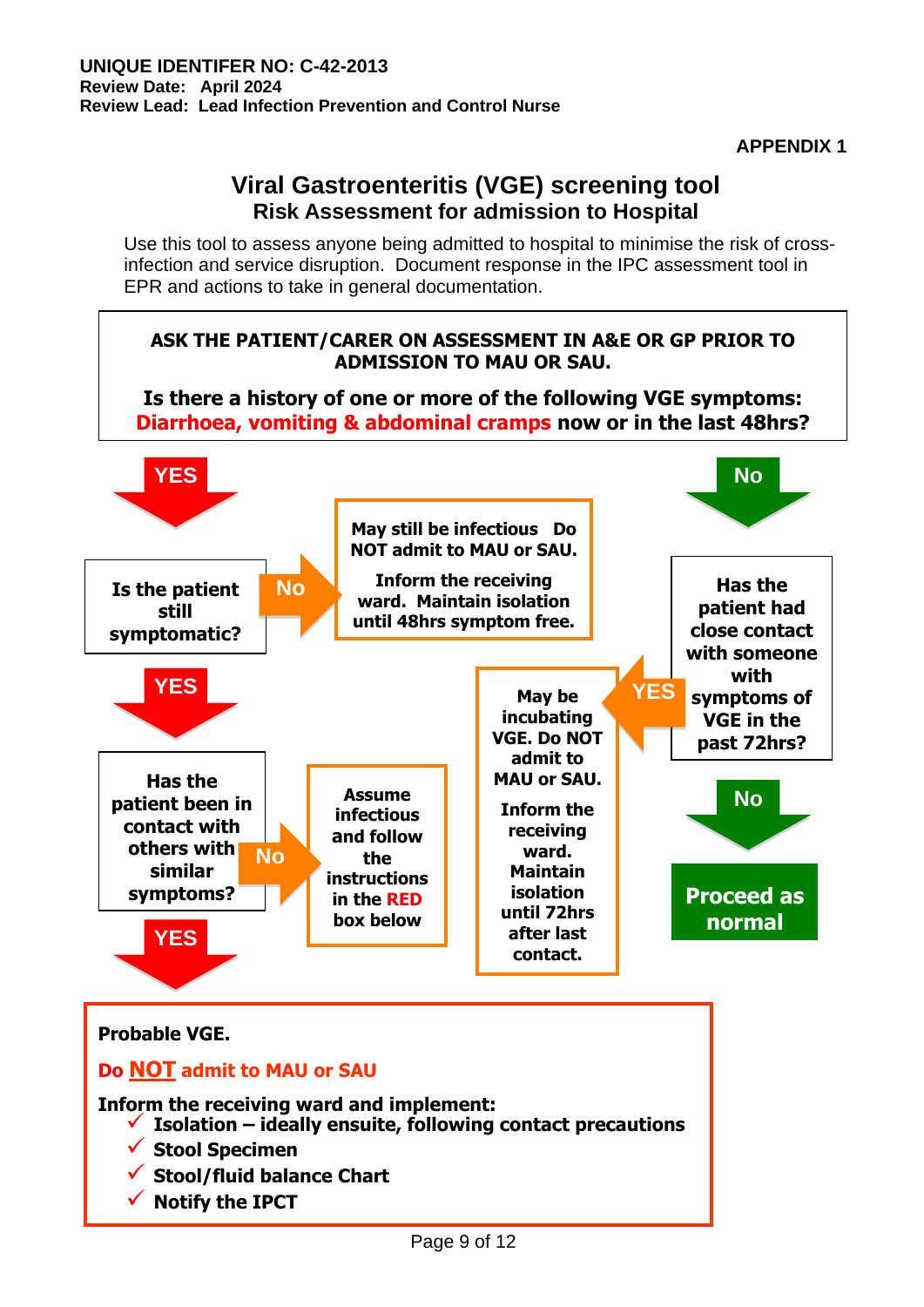**UNIQUE IDENTIFER NO: C-42-2013**
**Review Date: April 2024**
**Review Lead: Lead Infection Prevention and Control Nurse**

**APPENDIX 1**

## Viral Gastroenteritis (VGE) screening tool

### Risk Assessment for admission to Hospital

Use this tool to assess anyone being admitted to hospital to minimise the risk of cross-infection and service disruption. Document response in the IPC assessment tool in EPR and actions to take in general documentation.

**ASK THE PATIENT/CARER ON ASSESSMENT IN A&E OR GP PRIOR TO ADMISSION TO MAU OR SAU.**

**Is there a history of one or more of the following VGE symptoms: Diarrhoea, vomiting & abdominal cramps now or in the last 48hrs?**

**YES** →

**Is the patient still symptomatic?**

- **No** → **May still be infectious Do NOT admit to MAU or SAU. Inform the receiving ward. Maintain isolation until 48hrs symptom free.**
- **YES** → **Has the patient been in contact with others with similar symptoms?**
  - **No** → **Assume infectious and follow the instructions in the RED box below**
  - **YES** → see RED box below

**No** →

**Has the patient had close contact with someone with symptoms of VGE in the past 72hrs?**

- **YES** → **May be incubating VGE. Do NOT admit to MAU or SAU. Inform the receiving ward. Maintain isolation until 72hrs after last contact.**
- **No** → **Proceed as normal**

---

**Probable VGE.**

**Do NOT admit to MAU or SAU**

**Inform the receiving ward and implement:**

- ✓ **Isolation – ideally ensuite, following contact precautions**
- ✓ **Stool Specimen**
- ✓ **Stool/fluid balance Chart**
- ✓ **Notify the IPCT**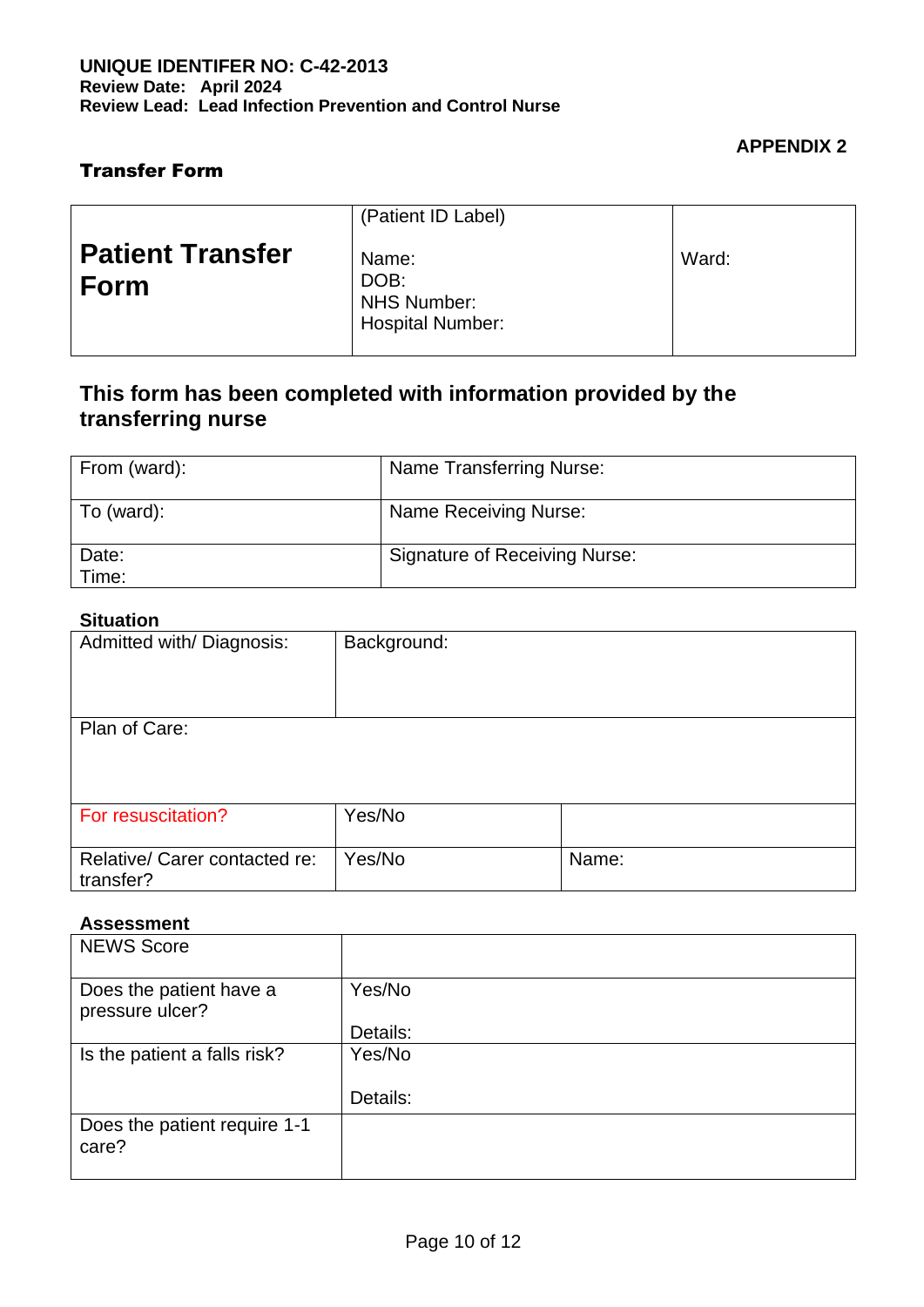**UNIQUE IDENTIFER NO: C-42-2013**
**Review Date: April 2024**
**Review Lead: Lead Infection Prevention and Control Nurse**

**APPENDIX 2**

**Transfer Form**

| **Patient Transfer Form** | (Patient ID Label)<br><br>Name:<br>DOB:<br>NHS Number:<br>Hospital Number: | Ward: |
|---|---|---|

## This form has been completed with information provided by the transferring nurse

| From (ward): | Name Transferring Nurse: |
|---|---|
| To (ward): | Name Receiving Nurse: |
| Date:<br>Time: | Signature of Receiving Nurse: |

**Situation**

| Admitted with/ Diagnosis: | Background: | |
|---|---|---|
| Plan of Care: | | |
| For resuscitation? | Yes/No | |
| Relative/ Carer contacted re: transfer? | Yes/No | Name: |

**Assessment**

| NEWS Score | |
|---|---|
| Does the patient have a pressure ulcer? | Yes/No<br><br>Details: |
| Is the patient a falls risk? | Yes/No<br><br>Details: |
| Does the patient require 1-1 care? | |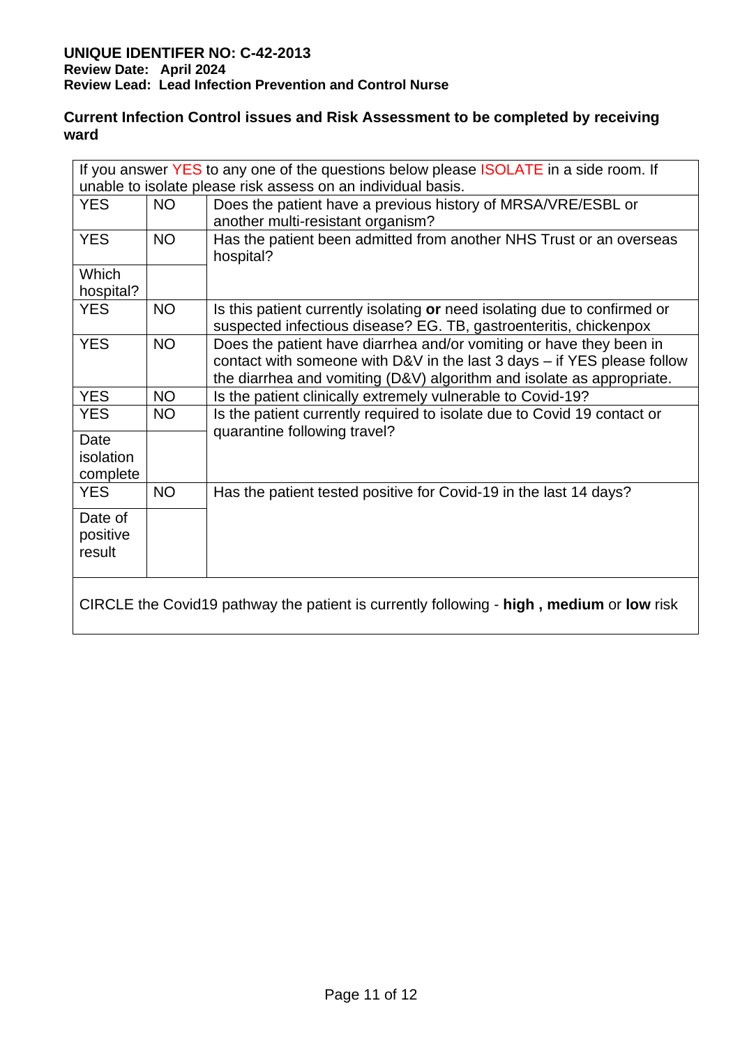**UNIQUE IDENTIFER NO: C-42-2013**
**Review Date: April 2024**
**Review Lead: Lead Infection Prevention and Control Nurse**

**Current Infection Control issues and Risk Assessment to be completed by receiving ward**

| If you answer YES to any one of the questions below please ISOLATE in a side room. If unable to isolate please risk assess on an individual basis. | | |
|---|---|---|
| YES | NO | Does the patient have a previous history of MRSA/VRE/ESBL or another multi-resistant organism? |
| YES | NO | Has the patient been admitted from another NHS Trust or an overseas hospital? |
| Which hospital? | | |
| YES | NO | Is this patient currently isolating **or** need isolating due to confirmed or suspected infectious disease? EG. TB, gastroenteritis, chickenpox |
| YES | NO | Does the patient have diarrhea and/or vomiting or have they been in contact with someone with D&V in the last 3 days – if YES please follow the diarrhea and vomiting (D&V) algorithm and isolate as appropriate. |
| YES | NO | Is the patient clinically extremely vulnerable to Covid-19? |
| YES | NO | Is the patient currently required to isolate due to Covid 19 contact or quarantine following travel? |
| Date isolation complete | | |
| YES | NO | Has the patient tested positive for Covid-19 in the last 14 days? |
| Date of positive result | | |
| CIRCLE the Covid19 pathway the patient is currently following - **high , medium** or **low** risk | | |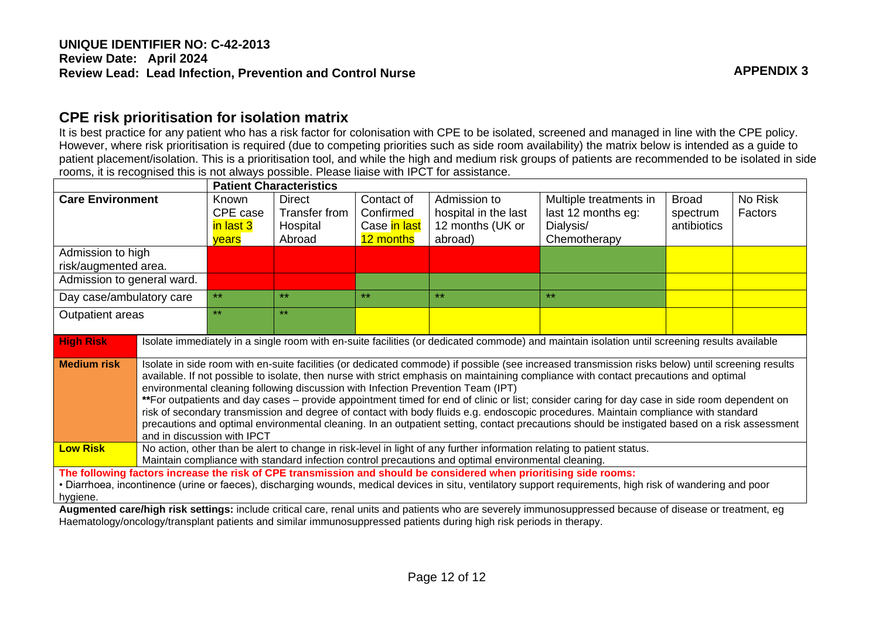**APPENDIX 3**

## CPE risk prioritisation for isolation matrix

It is best practice for any patient who has a risk factor for colonisation with CPE to be isolated, screened and managed in line with the CPE policy. However, where risk prioritisation is required (due to competing priorities such as side room availability) the matrix below is intended as a guide to patient placement/isolation. This is a prioritisation tool, and while the high and medium risk groups of patients are recommended to be isolated in side rooms, it is recognised this is not always possible. Please liaise with IPCT for assistance.

| | **Patient Characteristics** | | | | | | |
|---|---|---|---|---|---|---|---|
| **Care Environment** | Known CPE case in last 3 years | Direct Transfer from Hospital Abroad | Contact of Confirmed Case in last 12 months | Admission to hospital in the last 12 months (UK or abroad) | Multiple treatments in last 12 months eg: Dialysis/ Chemotherapy | Broad spectrum antibiotics | No Risk Factors |
| Admission to high risk/augmented area. | | | | | | | |
| Admission to general ward. | | | | | | | |
| Day case/ambulatory care | ** | ** | ** | ** | ** | | |
| Outpatient areas | ** | ** | | | | | |

| | |
|---|---|
| **High Risk** | Isolate immediately in a single room with en-suite facilities (or dedicated commode) and maintain isolation until screening results available |
| **Medium risk** | Isolate in side room with en-suite facilities (or dedicated commode) if possible (see increased transmission risks below) until screening results available. If not possible to isolate, then nurse with strict emphasis on maintaining compliance with contact precautions and optimal environmental cleaning following discussion with Infection Prevention Team (IPT) **For outpatients and day cases – provide appointment timed for end of clinic or list; consider caring for day case in side room dependent on risk of secondary transmission and degree of contact with body fluids e.g. endoscopic procedures. Maintain compliance with standard precautions and optimal environmental cleaning. In an outpatient setting, contact precautions should be instigated based on a risk assessment and in discussion with IPCT |
| **Low Risk** | No action, other than be alert to change in risk-level in light of any further information relating to patient status. Maintain compliance with standard infection control precautions and optimal environmental cleaning. |

**The following factors increase the risk of CPE transmission and should be considered when prioritising side rooms:**

• Diarrhoea, incontinence (urine or faeces), discharging wounds, medical devices in situ, ventilatory support requirements, high risk of wandering and poor hygiene.

**Augmented care/high risk settings:** include critical care, renal units and patients who are severely immunosuppressed because of disease or treatment, eg Haematology/oncology/transplant patients and similar immunosuppressed patients during high risk periods in therapy.